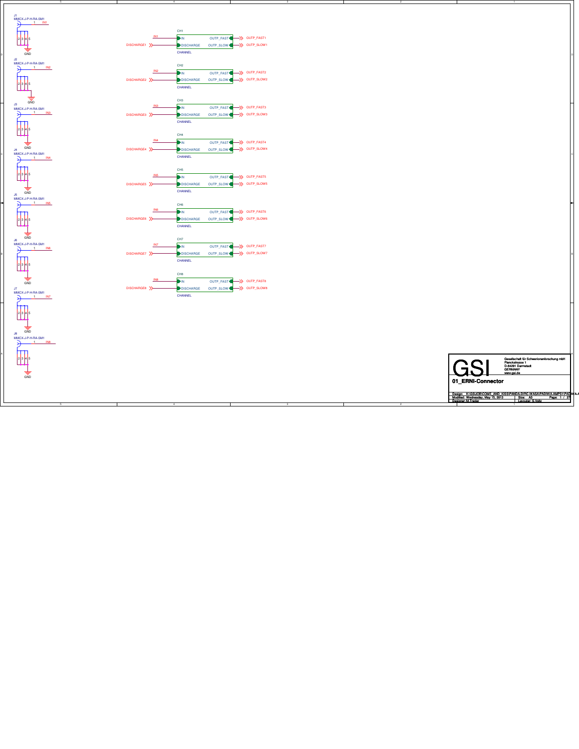J1 MMCX-J-P-H-RA-SM1 — 1: IN1; 2 3 4 5: GND

J2 MMCX-J-P-H-RA-SM1 — 1: IN2; 2 3 4 5: GND

J3 MMCX-J-P-H-RA-SM1 — 1: IN3; 2 3 4 5: GND

J4 MMCX-J-P-H-RA-SM1 — 1: IN4; 2 3 4 5: GND

J5 MMCX-J-P-H-RA-SM1 — 1: IN5; 2 3 4 5: GND

J6 MMCX-J-P-H-RA-SM1 — 1: IN6; 2 3 4 5: GND

J7 MMCX-J-P-H-RA-SM1 — 1: IN7; 2 3 4 5: GND

J8 MMCX-J-P-H-RA-SM1 — 1: IN8; 2 3 4 5: GND

| Block | IN | DISCHARGE | OUTP_FAST | OUTP_SLOW |
|---|---|---|---|---|
| CH1 (CHANNEL) | IN1 | DISCHARGE1 | OUTP_FAST1 | OUTP_SLOW1 |
| CH2 (CHANNEL) | IN2 | DISCHARGE2 | OUTP_FAST2 | OUTP_SLOW2 |
| CH3 (CHANNEL) | IN3 | DISCHARGE3 | OUTP_FAST3 | OUTP_SLOW3 |
| CH4 (CHANNEL) | IN4 | DISCHARGE4 | OUTP_FAST4 | OUTP_SLOW4 |
| CH5 (CHANNEL) | IN5 | DISCHARGE5 | OUTP_FAST5 | OUTP_SLOW5 |
| CH6 (CHANNEL) | IN6 | DISCHARGE6 | OUTP_FAST6 | OUTP_SLOW6 |
| CH7 (CHANNEL) | IN7 | DISCHARGE7 | OUTP_FAST7 | OUTP_SLOW7 |
| CH8 (CHANNEL) | IN8 | DISCHARGE8 | OUTP_FAST8 | OUTP_SLOW8 |

GSI

Gesellschaft für Schwerionenforschung mbH
Planckstrasse 1
D-64291 Darmstadt
GERMANY
www.gsi.de

# 01_ERNI-Connector

Design: K:\GSI\JOB\COME_AND_KISS\PANDA-DIRC-WASA\PADIWA-AMPS1\PADIWA-A
Modified: Wednesday, May 15, 2013
Size: A3
Designer: M.Traxler
Layouter: S.Voltz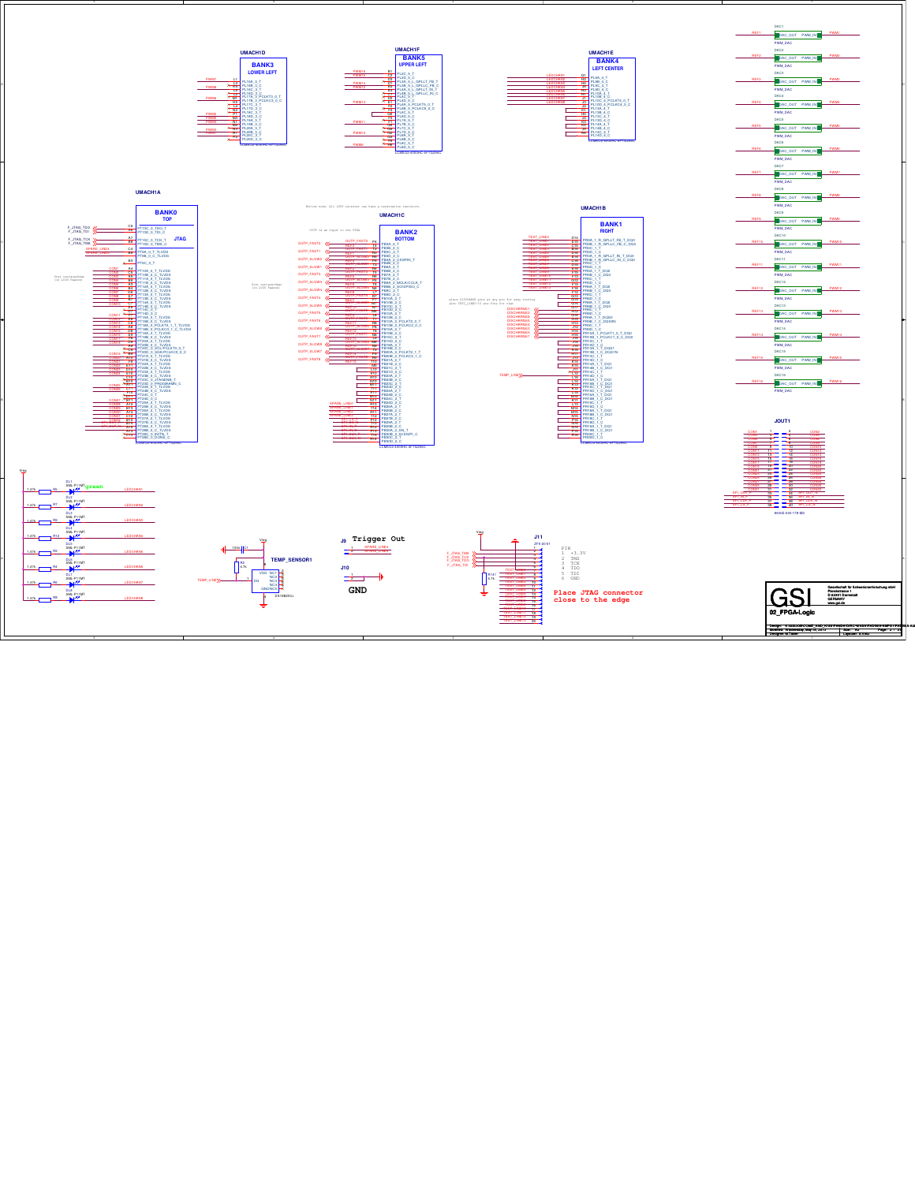# 02_FPGA-Logic

## UMACH1D — BANK3 LOWER LEFT

## UMACH1F — BANK5 UPPER LEFT

## UMACH1E — BANK4 LEFT CENTER

## UMACH1A — BANK0 TOP

JTAG

## UMACH1C — BANK2 BOTTOM

Bottom side: All LVDS receiver can have a termination resistors.

OUTP is an input to the FPGA

## UMACH1B — BANK1 RIGHT

place DISCHARGE pins at any pin for easy routing
also TEST_LINES-16 are free for that

DAC1 … DAC16 (DAC_OUT / PWM_IN / PWM_DAC), REF1 … REF16, PWM1 … PWM16

## JOUT1

## TEMP_SENSOR1

DS18B20U+

## J9 Trigger Out

## J10 GND

## J11

| PIN | |
|---|---|
| 1 | +3.3V |
| 2 | TMS |
| 3 | TCK |
| 4 | TDO |
| 5 | TDI |
| 6 | GND |

**Place JTAG connector close to the edge**

Gesellschaft für Schwerionenforschung mbH
Planckstrasse 1
D-64291 Darmstadt
GERMANY
www.gsi.de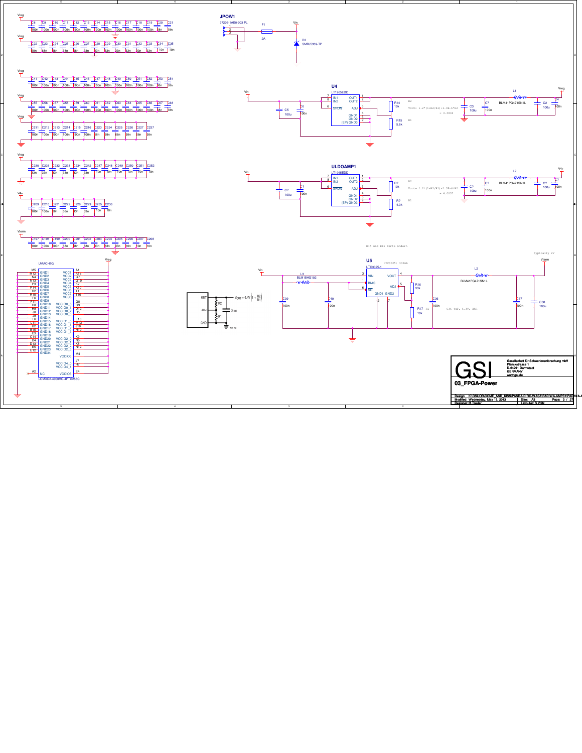# 03_FPGA-Power

## Decoupling capacitors

**Vreg:** C8 100n, C9 100n, C10 100n, C11 100n, C12 100n, C13 100n, C14 100n, C15 100n, C16 100n, C17 100n, C18 100n, C19 100n, C20 68n, C21 68n

**Vreg:** C22 68n, C23 68n, C24 68n, C25 68n, C26 68n, C27 33n, C28 33n, C29 33n, C30 33n, C31 33n, C32 33n, C33 33n, C34 10n, C35 10n

**Vreg:** C41 100n, C42 100n, C43 100n, C44 100n, C45 100n, C46 100n, C47 100n, C48 100n, C49 100n, C50 100n, C51 100n, C52 100n, C53 68n, C54 68n

**Vreg:** C55 100n, C56 100n, C57 100n, C58 100n, C59 100n, C60 100n, C61 100n, C62 100n, C63 100n, C64 100n, C65 100n, C66 100n, C67 68n, C68 68n

**Vreg:** C211 100n, C212 100n, C213 100n, C214 100n, C215 100n, C216 100n, C223 68n, C224 68n, C225 68n, C226 68n, C227 68n, C237 68n

**Vreg:** C230 33n, C231 33n, C232 33n, C233 33n, C234 33n, C242 33n, C247 10n, C248 10n, C249 10n, C250 10n, C251 10n, C252 10n

**V4+:** C209 100n, C210 100n, C221 68n, C222 68n, C228 33n, C229 33n, C235 10n, C236 10n

**Vterm:** C197 100n, C198 100n, C199 100n, C200 68n, C201 68n, C202 68n, C203 33n, C204 33n, C205 33n, C206 10n, C207 10n, C208 10n

## JPOW1

37203-1AE0-003 PL, pins 1, 2, 3

F1 2A → Vin

D2 SMBJ5339-TP

## U4 LT1965EDD

Vin → IN1 (7), IN2 (8); SHDN (6); C5 100u, C6 100n

OUT1 (1), OUT2 (2); ADJ (3); GND1 (4), GND2 (5), (EP) GND3 (9)

R14 10k (R2), R15 5.6k (R1)

Vout= 1.2*(1+R2/R1)+1.3E-6*R2
= 3.3834

C3 100u, C7 100n, L1 BLM41PG471SN1L, C2 100u, C4 10n → Vreg

## ULDOAMP1 LT1965EDD

Vin → IN1 (7), IN2 (8); SHDN (6); C? 100u, C? 100n

OUT1 (1), OUT2 (2); ADJ (3); GND1 (4), GND2 (5), (EP) GND3 (9)

R? 10k (R2), R? 4.3k (R1)

Vout= 1.2*(1+R2/R1)+1.3E-6*R2
= 4.0037

C? 100u, C? 100n, L? BLM41PG471SN1L, C? 100u, C? 10n → V4+

R15 und R16 Werte ändern

## U5 LTC3025-1

LTC3025: 300mA

typically 2V

Vin → L3 BLM15HG102 → BIAS (1); VIN (3); SD (6); VOUT (4); ADJ (5); GND1 (2), GND2 (7)

C39 100n, C40 100n

R16 33k, R17 10k (R1)

C36 100n; C36 4uF, 6.3V, X5R

L2 BLM41PG471SN1L → Vterm; C37 100n, C38 100u

Reference circuit: OUT, ADJ, GND, R2, R1, $C_{OUT}$; $V_{OUT} = 0.4V\left(1 + \frac{R2}{R1}\right)$

## UMACH1G LCMXO2-4000HC-4FTG256C

| Pin | Name | Pin | Name |
|---|---|---|---|
| M5 | GND1 | A1 | VCC1 |
| M12 | GND2 | A16 | VCC2 |
| N4 | GND3 | G7 | VCC3 |
| N13 | GND4 | G10 | VCC4 |
| P3 | GND5 | K7 | VCC5 |
| P14 | GND6 | K10 | VCC6 |
| R2 | GND7 | T1 | VCC7 |
| R15 | GND8 | T16 | VCC8 |
| F6 | GND9 | G8 | VCCIO0_0 |
| F11 | GND10 | G9 | VCCIO0_1 |
| H8 | GND11 | D12 | VCCIO0_2 |
| H9 | GND12 | D5 | VCCIO0_3 |
| J8 | GND13 | E13 | VCCIO1_0 |
| J9 | GND14 | M13 | VCCIO1_1 |
| L6 | GND15 | J10 | VCCIO1_2 |
| L11 | GND16 | H10 | VCCIO1_3 |
| B2 | GND17 | K9 | VCCIO2_0 |
| B15 | GND18 | N5 | VCCIO2_1 |
| C3 | GND19 | K8 | VCCIO2_2 |
| C14 | GND20 | N12 | VCCIO2_3 |
| D4 | GND21 | M4 | VCCIO3 |
| D13 | GND22 | J7 | VCCIO4_0 |
| E5 | GND23 | H7 | VCCIO4_1 |
| E12 | GND34 | E4 | VCCIO5 |
| A2 | NC | | |

---

**GSI** Gesellschaft für Schwerionenforschung mbH
Planckstrasse 1
D-64291 Darmstadt
GERMANY
www.gsi.de

03_FPGA-Power

Design: K:\GSI\JOB\COME_AND_KISS\PANDA-DIRC-WASA\PADIWA-AMPS1\PADIWA-A
Modified: Wednesday, May 15, 2013 | Size: A3 | Page: 3 / 27
Designer: M.Traxler | Layouter: S.Voltz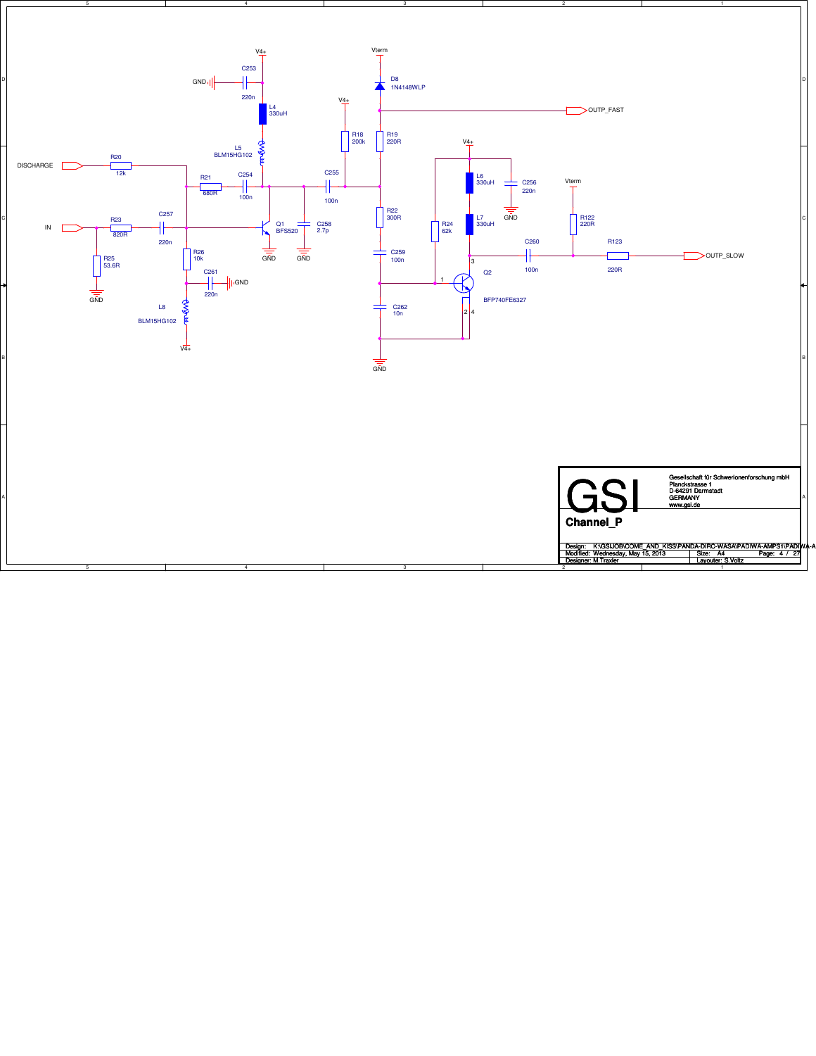V4+

C253

220n

GND

L4
330uH

L5
BLM15HG102

Vterm

D8
1N4148WLP

OUTP_FAST

V4+

R18
200k

R19
220R

DISCHARGE

R20
12k

R21
680R

C254
100n

C255
100n

V4+

L6
330uH

C256
220n

GND

Vterm

L7
330uH

IN

R23
820R

C257
220n

Q1
BFS520

C258
2.7p

R22
300R

R24
62k

R122
220R

R25
53.6R

R26
10k

GND

GND

C259
100n

C260
100n

R123
220R

OUTP_SLOW

GND

C261
220n

GND

Q2
BFP740FE6327

C262
10n

L8
BLM15HG102

V4+

GND

GSI

Gesellschaft für Schwerionenforschung mbH
Planckstrasse 1
D-64291 Darmstadt
GERMANY
www.gsi.de

**Channel_P**

| Design: K:\GSIJOB\COME_AND_KISS\PANDA-DIRC-WASA\PADIWA-AMPS1\PADIWA-A | |
|---|---|
| Modified: Wednesday, May 15, 2013 | Size: A4 |
| Designer: M.Traxler | Layouter: S.Voltz |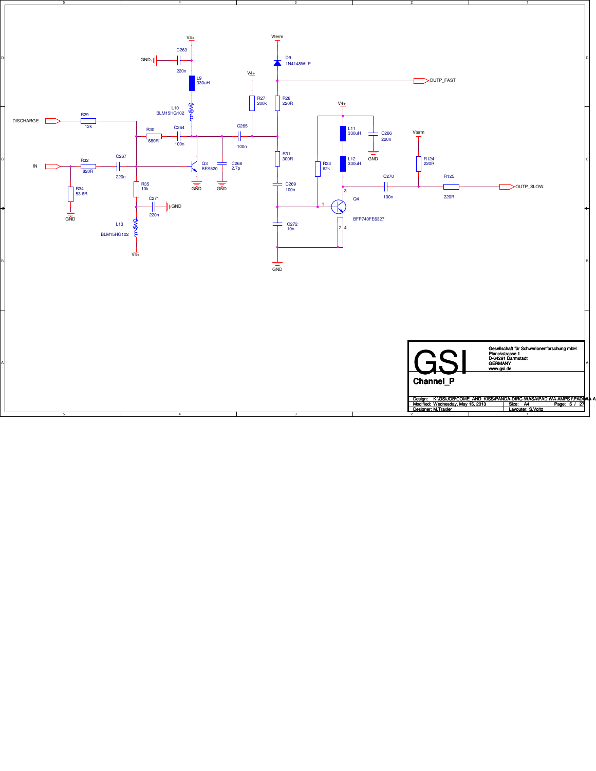V4+

C263

GND

220n

L9
330uH

L10
BLM15HG102

Vterm

D9
1N4148WLP

OUTP_FAST

V4+

R27
200k

R28
220R

V4+

DISCHARGE

R29
12k

R30
680R

C264
100n

C265
100n

L11
330uH

C266
220n

GND

Vterm

IN

R32
820R

C267
220n

Q3
BFS520

C268
2.7p

R31
300R

R33
62k

L12
330uH

R124
220R

R34
53.6R

GND

R35
10k

GND

GND

C269
100n

C270
100n

R125
220R

OUTP_SLOW

C271
220n

GND

L13
BLM15HG102

V4+

Q4
BFP740FE6327

C272
10n

GND

GSI

Gesellschaft für Schwerionenforschung mbH
Planckstrasse 1
D-64291 Darmstadt
GERMANY
www.gsi.de

**Channel_P**

Design: K:\GSIJOB\COME_AND_KISS\PANDA-DIRC-WASA\PADIWA-AMPS1\PADIWA-A
Modified: Wednesday, May 15, 2013
Designer: M.Traxler
Size: A4
Layouter: S.Voltz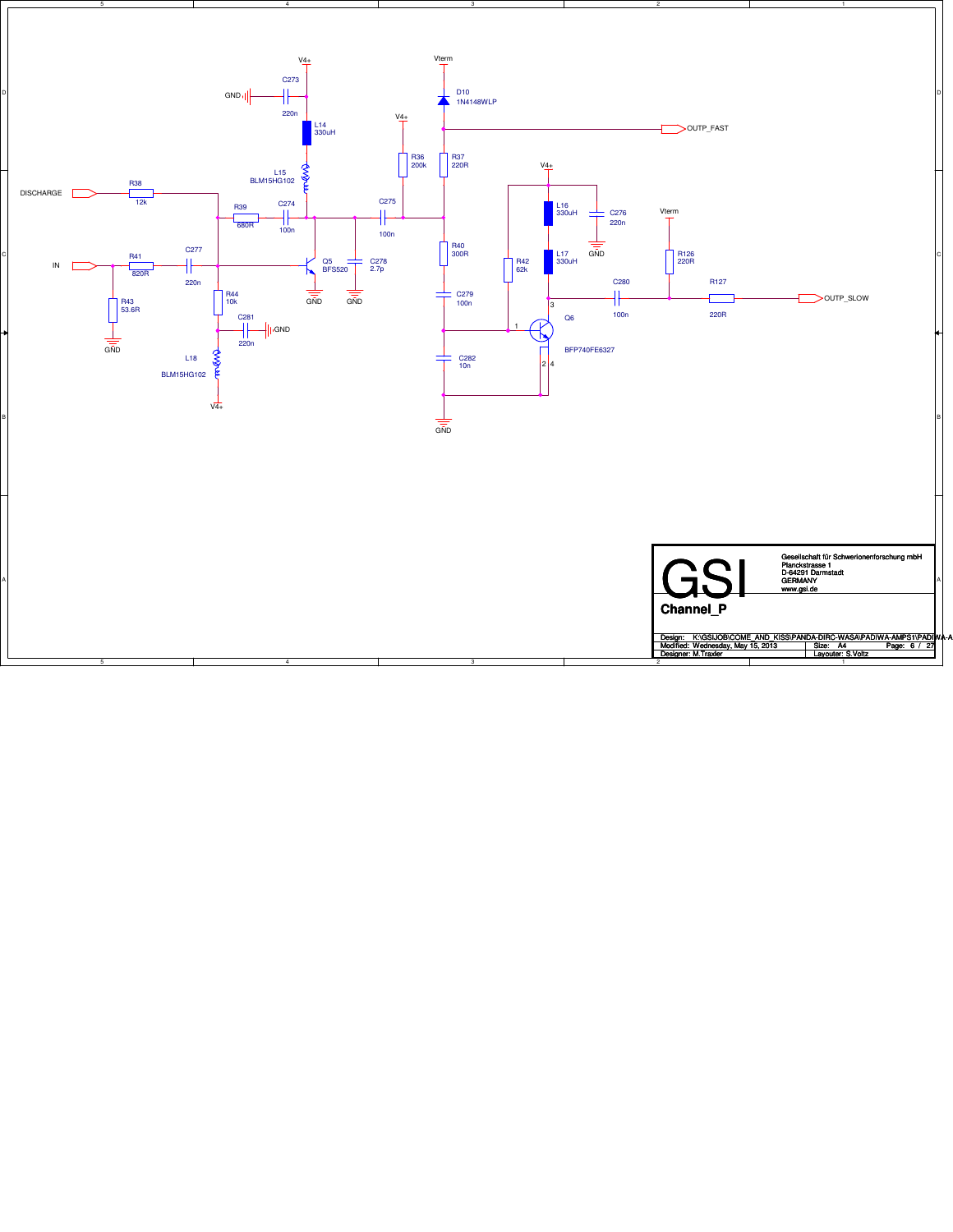V4+

C273

GND

220n

L14
330uH

L15
BLM15HG102

Vterm

D10
1N4148WLP

OUTP_FAST

V4+

R36
200k

R37
220R

V4+

DISCHARGE

R38
12k

R39
680R

C274
100n

C275
100n

L16
330uH

C276
220n

GND

Vterm

R40
300R

R42
62k

L17
330uH

R126
220R

IN

R41
820R

C277
220n

Q5
BFS520

C278
2.7p

GND

GND

C280
100n

R127
220R

OUTP_SLOW

R43
53.6R

GND

R44
10k

C281
220n

GND

C279
100n

Q6

BFP740FE6327

L18
BLM15HG102

V4+

C282
10n

GND

Gesellschaft für Schwerionenforschung mbH
Planckstrasse 1
D-64291 Darmstadt
GERMANY
www.gsi.de

GSI

**Channel_P**

Design: K:\GSIJOB\COME_AND_KISS\PANDA-DIRC-WASA\PADIWA-AMPS1\PADIWA-A
Modified: Wednesday, May 15, 2013 | Size: A4
Designer: M.Traxler | Layouter: S.Voltz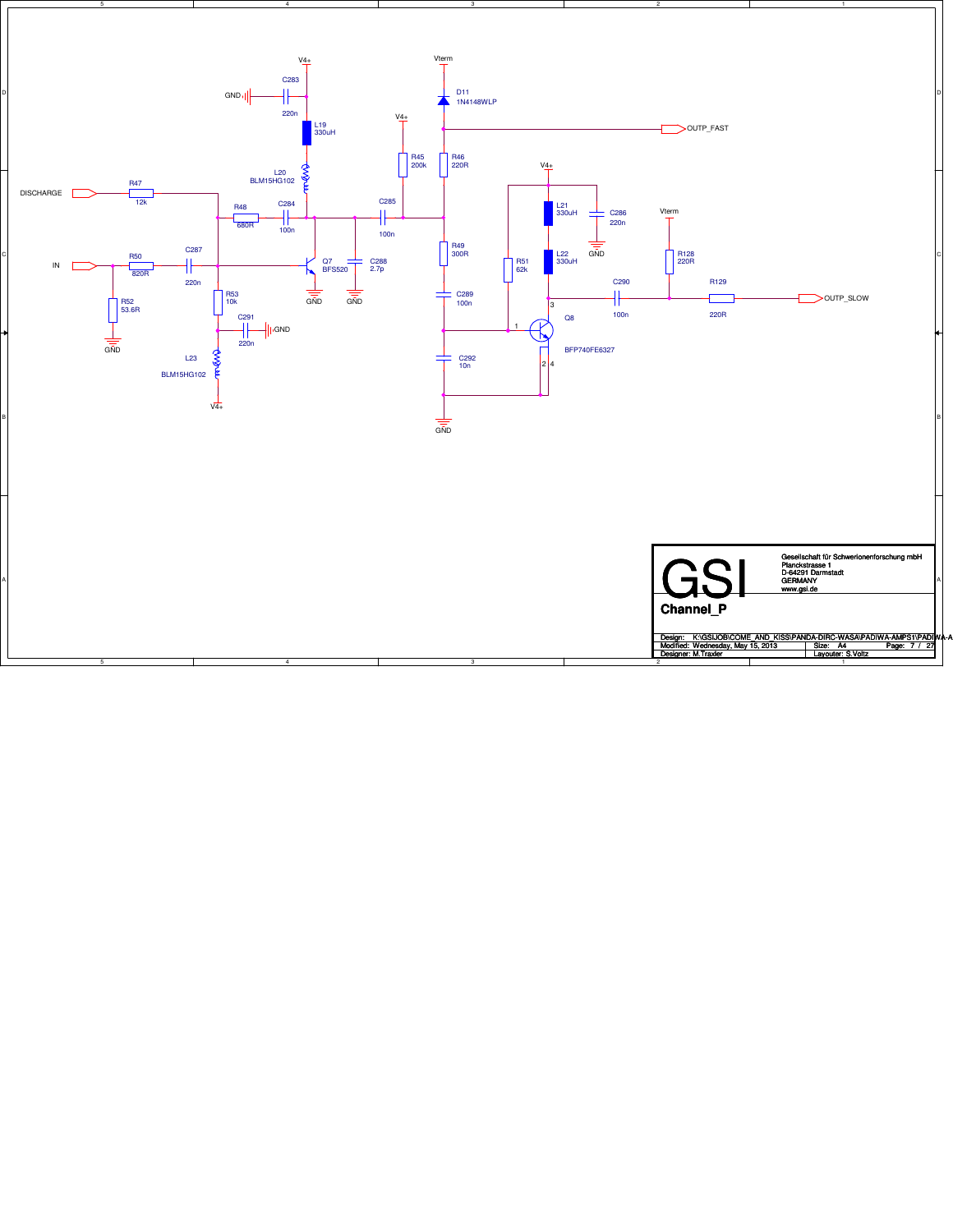DISCHARGE

IN

V4+

GND

C283
220n

L19
330uH

L20
BLM15HG102

R47
12k

R48
680R

C284
100n

Q7
BFS520

C288
2.7p

C287
220n

R50
820R

R52
53.6R

R53
10k

C291
220n

L23
BLM15HG102

Vterm

D11
1N4148WLP

OUTP_FAST

R45
200k

R46
220R

C285
100n

R49
300R

C289
100n

C292
10n

R51
62k

L21
330uH

L22
330uH

C286
220n

Q8
BFP740FE6327

C290
100n

R128
220R

R129
220R

OUTP_SLOW

GSI

Gesellschaft für Schwerionenforschung mbH
Planckstrasse 1
D-64291 Darmstadt
GERMANY
www.gsi.de

**Channel_P**

| Design: K:\GSIJOB\COME_AND_KISS\PANDA-DIRC-WASA\PADIWA-AMPS1\PADIWA-A | | |
|---|---|---|
| Modified: Wednesday, May 15, 2013 | Size: A4 | Page: 7 / 27 |
| Designer: M.Traxler | Layouter: S.Voltz | |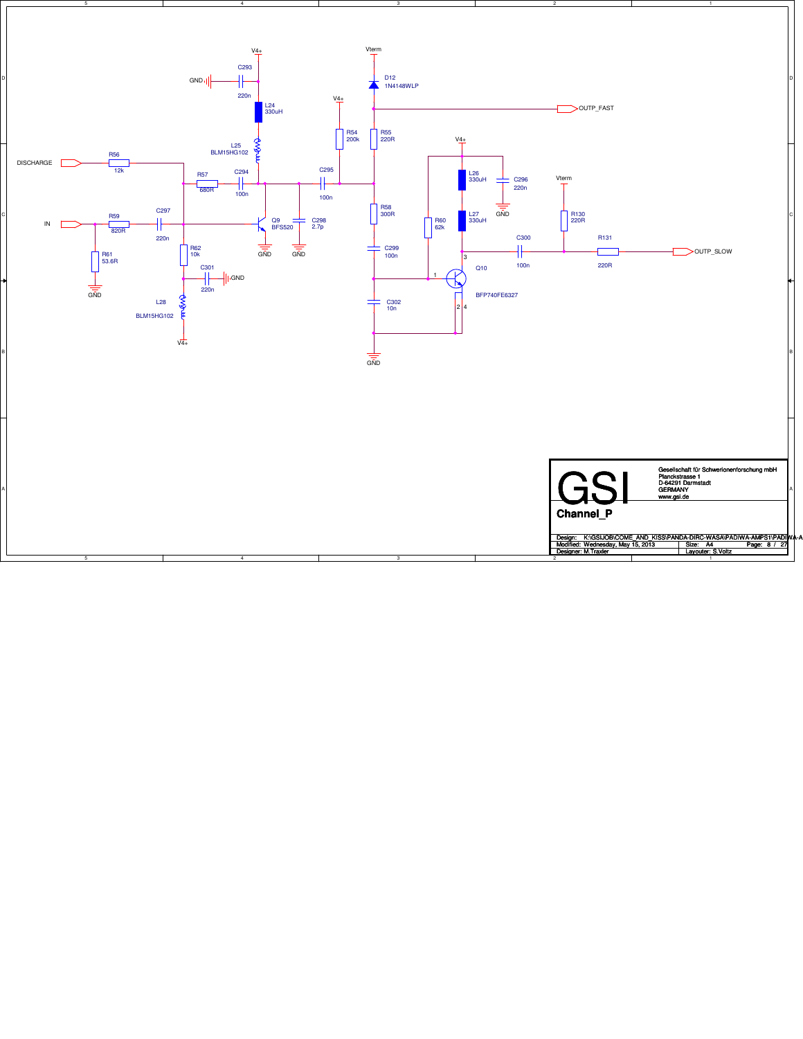V4+

C293

GND

220n

L24
330uH

Vterm

D12
1N4148WLP

OUTP_FAST

V4+

L25
BLM15HG102

R54
200k

R55
220R

V4+

DISCHARGE

R56
12k

R57
680R

C294
100n

C295
100n

L26
330uH

C296
220n

Vterm

IN

R59
820R

C297
220n

Q9
BFS520

C298
2.7p

R58
300R

R60
62k

L27
330uH

GND

R130
220R

R61
53.6R

R62
10k

GND

GND

C299
100n

C300
100n

R131
220R

OUTP_SLOW

GND

C301
220n

GND

Q10
BFP740FE6327

L28
BLM15HG102

C302
10n

V4+

GND

Gesellschaft für Schwerionenforschung mbH
Planckstrasse 1
D-64291 Darmstadt
GERMANY
www.gsi.de

GSI

**Channel_P**

Design: K:\GSIJOB\COME_AND_KISS\PANDA-DIRC-WASA\PADIWA-AMPS1\PADIWA-A

Modified: Wednesday, May 15, 2013 | Size: A4

Designer: M.Traxler | Layouter: S.Voltz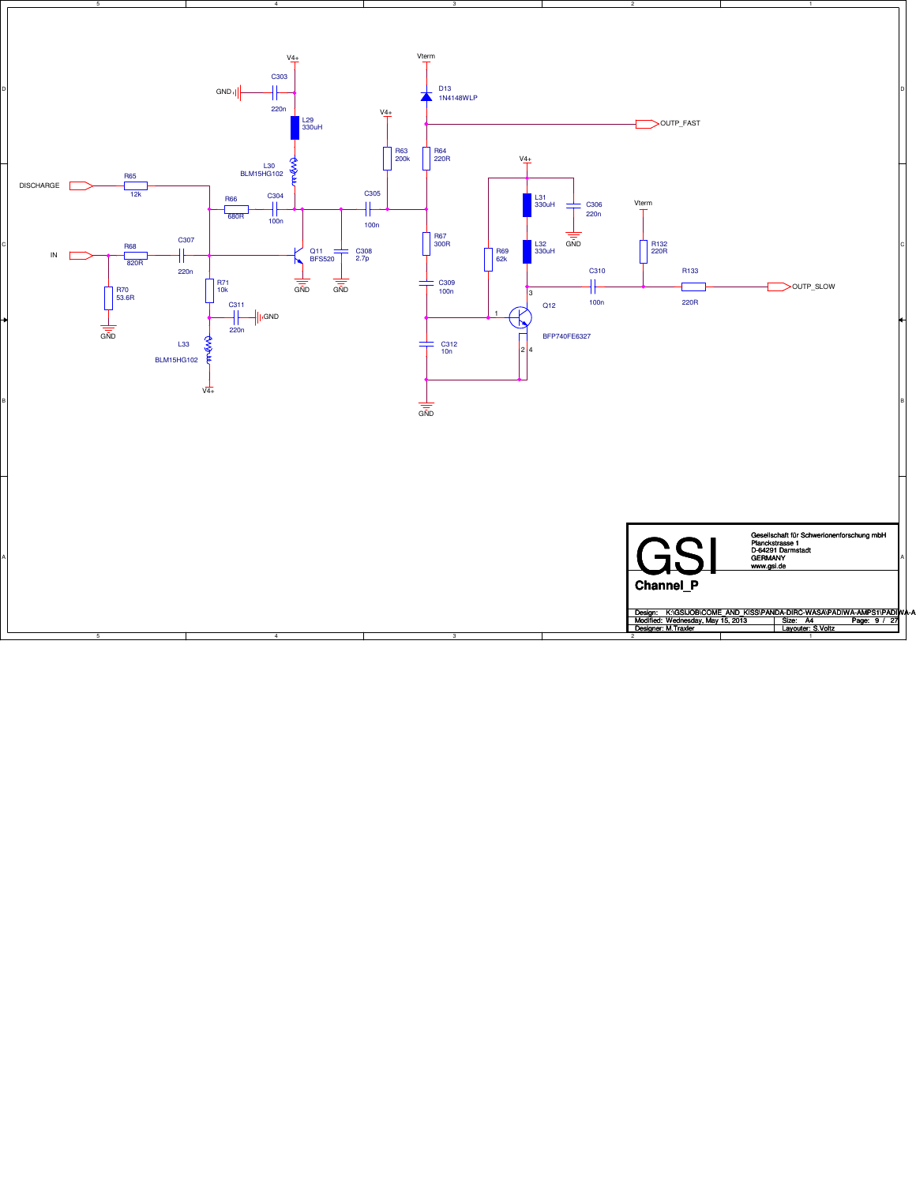Channel_P

Gesellschaft für Schwerionenforschung mbH
Planckstrasse 1
D-64291 Darmstadt
GERMANY
www.gsi.de

Design: K:\GSIJOB\COME_AND_KISS\PANDA-DIRC-WASA\PADIWA-AMPS1\PADIWA-A
Modified: Wednesday, May 15, 2013
Designer: M.Traxler
Size: A4
Layouter: S.Voltz
Page: 9 / 27

V4+, C303 220n, GND, L29 330uH, L30 BLM15HG102, DISCHARGE, R65 12k, R66 680R, C304 100n, IN, R68 820R, C307 220n, R70 53.6R, R71 10k, C311 220n, L33 BLM15HG102, Q11 BFS520, C308 2.7p, C305 100n, R63 200k, Vterm, D13 1N4148WLP, OUTP_FAST, R64 220R, R67 300R, C309 100n, C312 10n, R69 62k, L31 330uH, C306 220n, L32 330uH, Q12 BFP740FE6327, C310 100n, R132 220R, R133 220R, OUTP_SLOW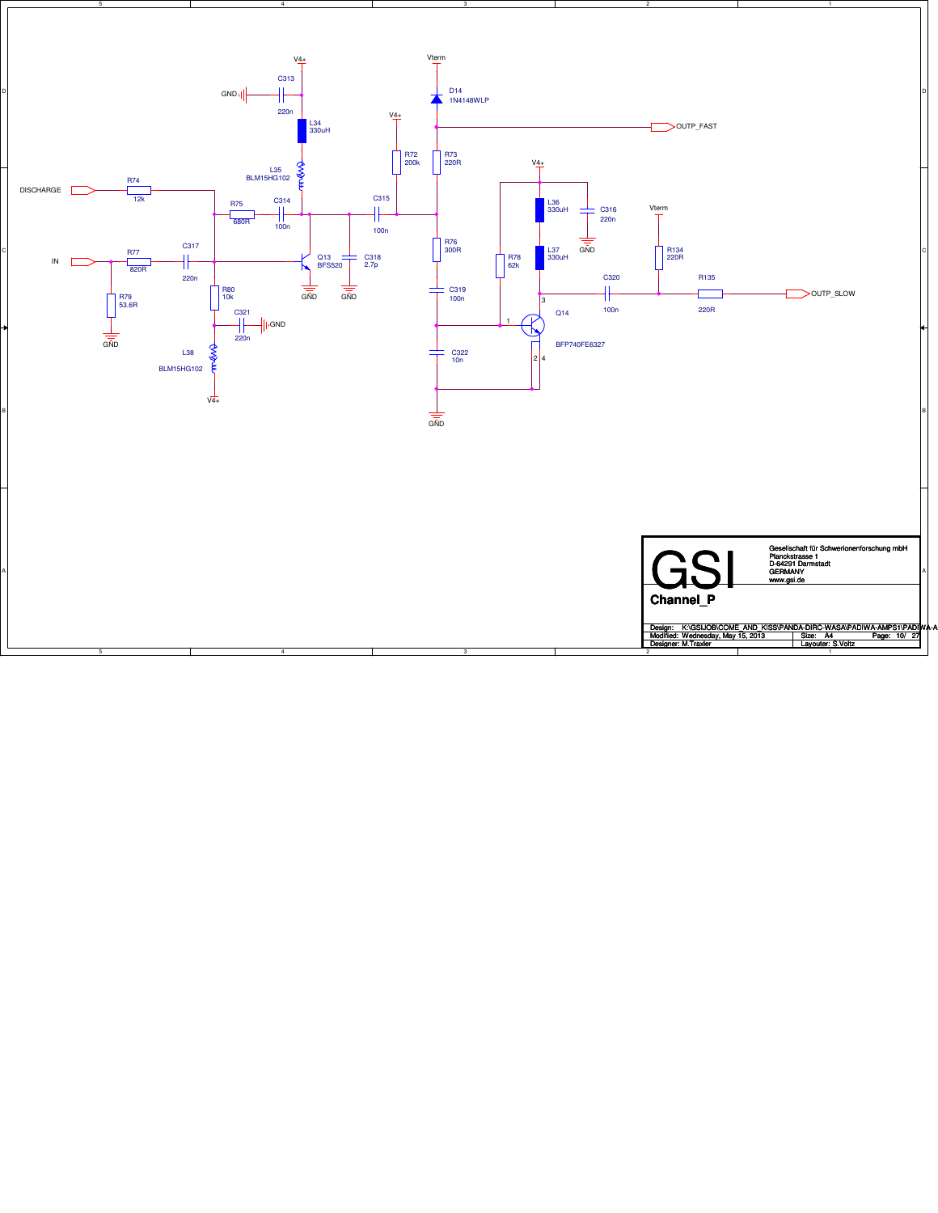DISCHARGE

R74 12k

IN

R77 820R

R79 53.6R

GND

C317 220n

R80 10k

C321 220n

GND

L38 BLM15HG102

V4+

R75 680R

C314 100n

V4+

C313 220n

GND

L34 330uH

L35 BLM15HG102

Q13 BFS520

GND

C318 2.7p

GND

C315 100n

V4+

R72 200k

Vterm

D14 1N4148WLP

OUTP_FAST

R73 220R

R76 300R

C319 100n

C322 10n

GND

V4+

L36 330uH

C316 220n

GND

L37 330uH

R78 62k

Q14 BFP740FE6327

Vterm

R134 220R

C320 100n

R135 220R

OUTP_SLOW

GSI

Gesellschaft für Schwerionenforschung mbH
Planckstrasse 1
D-64291 Darmstadt
GERMANY
www.gsi.de

**Channel_P**

Design: K:\GSIJOB\COME_AND_KISS\PANDA-DIRC-WASA\PADIWA-AMPS1\PADIWA-A

Modified: Wednesday, May 15, 2013 | Size: A4

Designer: M.Traxler | Layouter: S.Voltz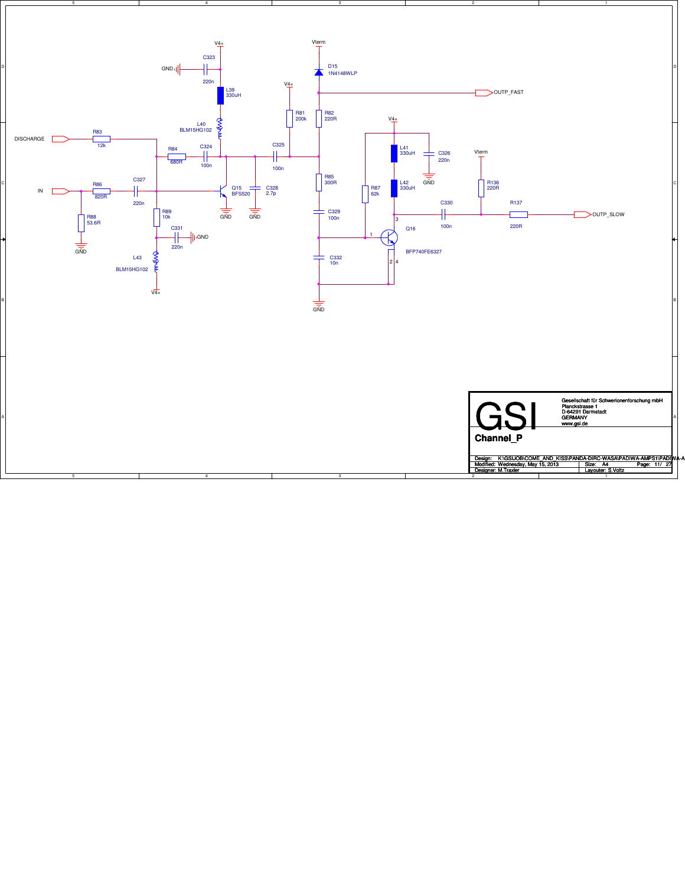V4+

C323

GND

220n

L39
330uH

L40
BLM15HG102

Vterm

D15
1N4148WLP

OUTP_FAST

V4+

R81
200k

R82
220R

DISCHARGE

R83
12k

R84
680R

C324
100n

C325
100n

V4+

L41
330uH

C326
220n

GND

Vterm

IN

R86
820R

C327
220n

Q15
BFS520

GND

GND

C328
2.7p

R85
300R

R87
62k

L42
330uH

R136
220R

C330
100n

R137
220R

OUTP_SLOW

R88
53.6R

GND

R89
10k

C331
220n

GND

C329
100n

Q16
BFP740FE6327

L43
BLM15HG102

V4+

C332
10n

GND

Gesellschaft für Schwerionenforschung mbH
Planckstrasse 1
D-64291 Darmstadt
GERMANY
www.gsi.de

GSI

**Channel_P**

Design: K:\GSIJOB\COME_AND_KISS\PANDA-DIRC-WASA\PADIWA-AMPS1\PADIWA-A

Modified: Wednesday, May 15, 2013

Size: A4

Page: 11/ 27

Designer: M.Traxler

Layouter: S.Voltz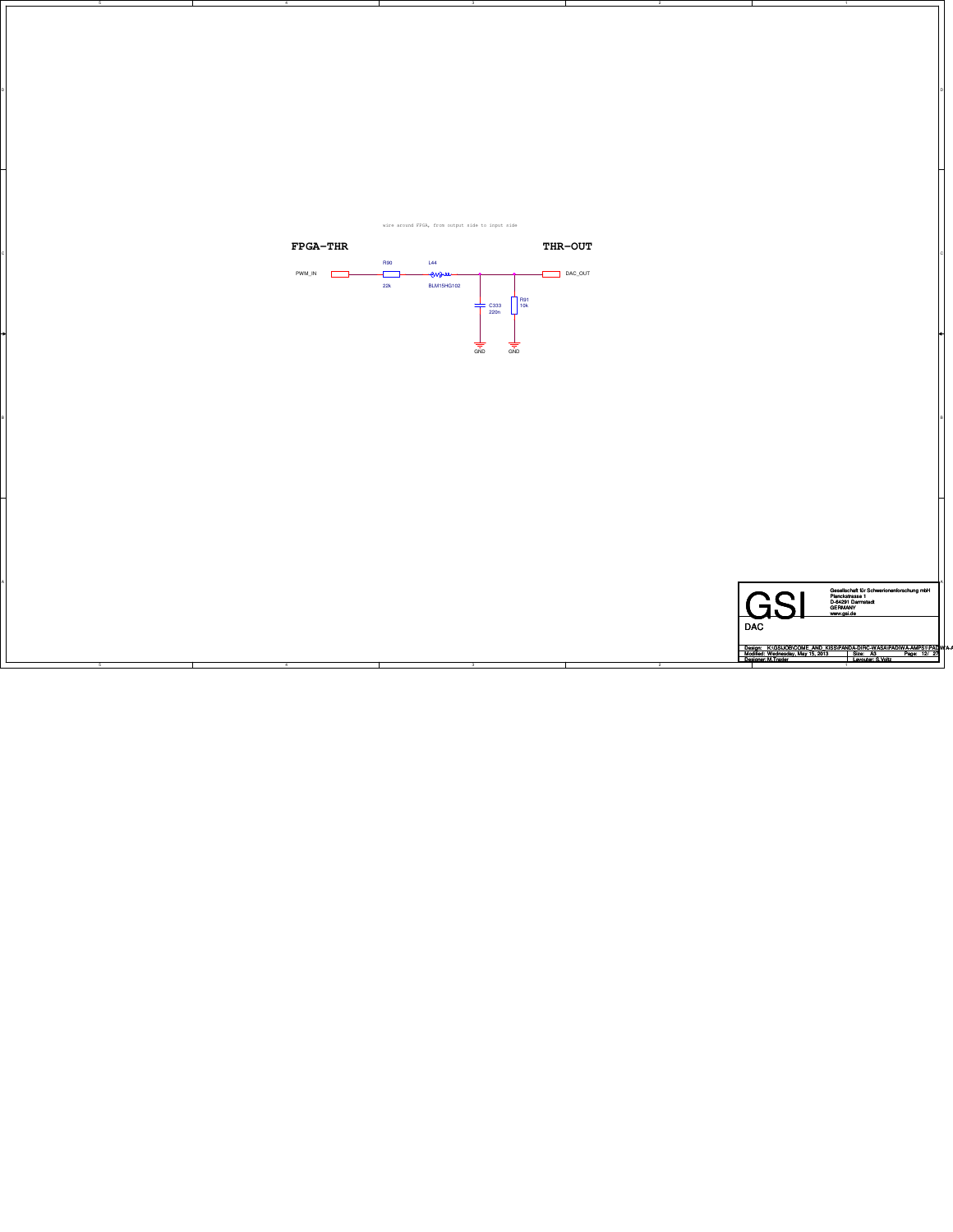wire around FPGA, from output side to input side

**FPGA-THR**

**THR-OUT**

PWM_IN

R90
22k

L44
BLM15HG102

C333
220n

R91
10k

GND

GND

DAC_OUT

GSI

Gesellschaft für Schwerionenforschung mbH
Planckstrasse 1
D-64291 Darmstadt
GERMANY
www.gsi.de

DAC

Design: K:\GSIJOB\COME_AND_KISS\PANDA-DIRC-WASA\PADIWA-AMPS1\PADIWA-A
Modified: Wednesday, May 15, 2013
Size: A3
Designer: M.Traxler
Layouter: S.Voltz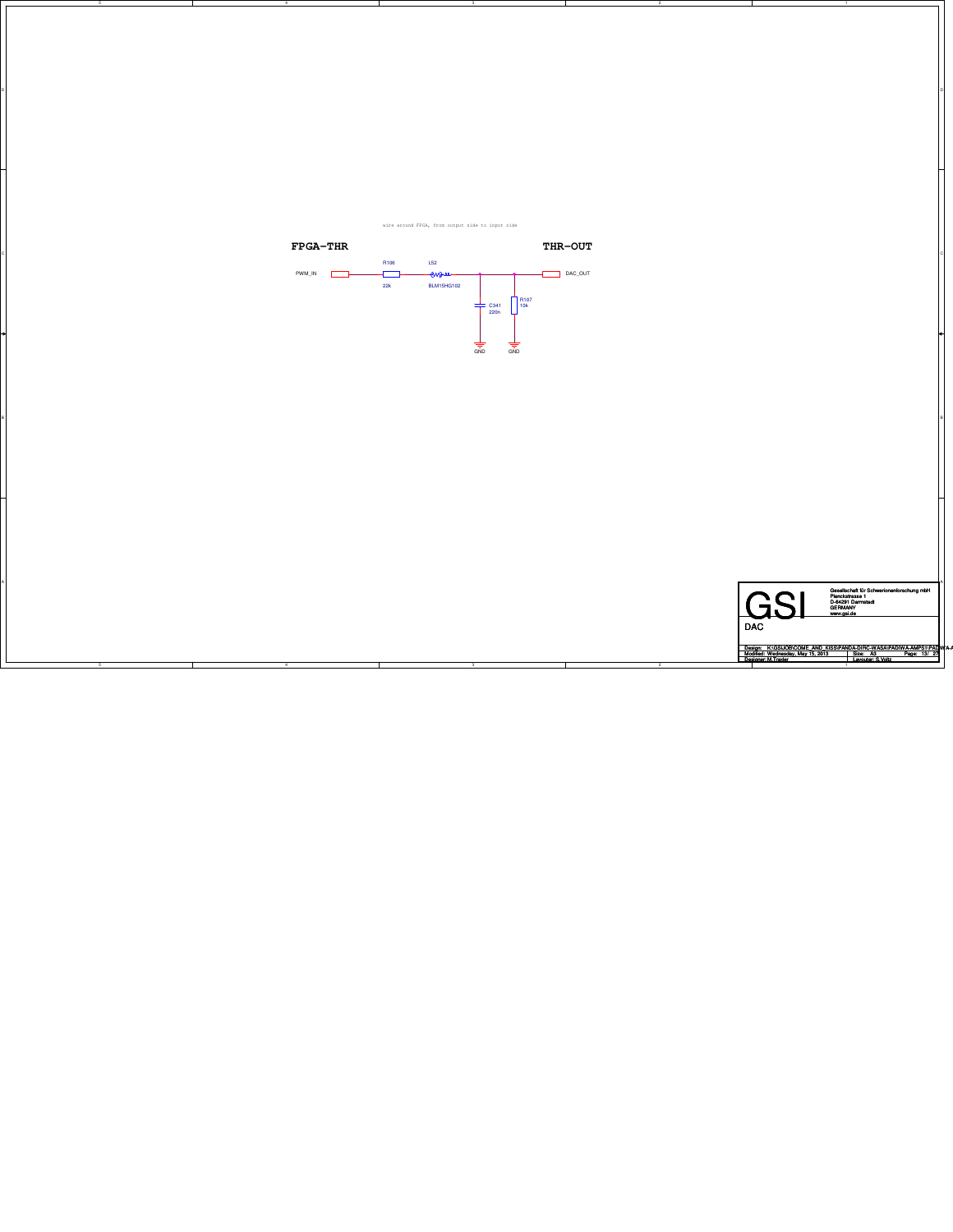wire around FPGA, from output side to input side

**FPGA-THR**

**THR-OUT**

PWM_IN

R106

22k

L52

BLM15HG102

C341

220n

R107

10k

GND

GND

DAC_OUT

GSI

Gesellschaft für Schwerionenforschung mbH
Planckstrasse 1
D-64291 Darmstadt
GERMANY
www.gsi.de

DAC

| Design: K:\GSI\JOB\COME_AND_KISS\PANDA-DIRC-WASA\PADIWA-AMPS1\PADIWA-A | | |
|---|---|---|
| Modified: Wednesday, May 15, 2013 | Size: A3 | Page: 13/ 27 |
| Designer: M.Traxler | Layouter: S.Voltz | |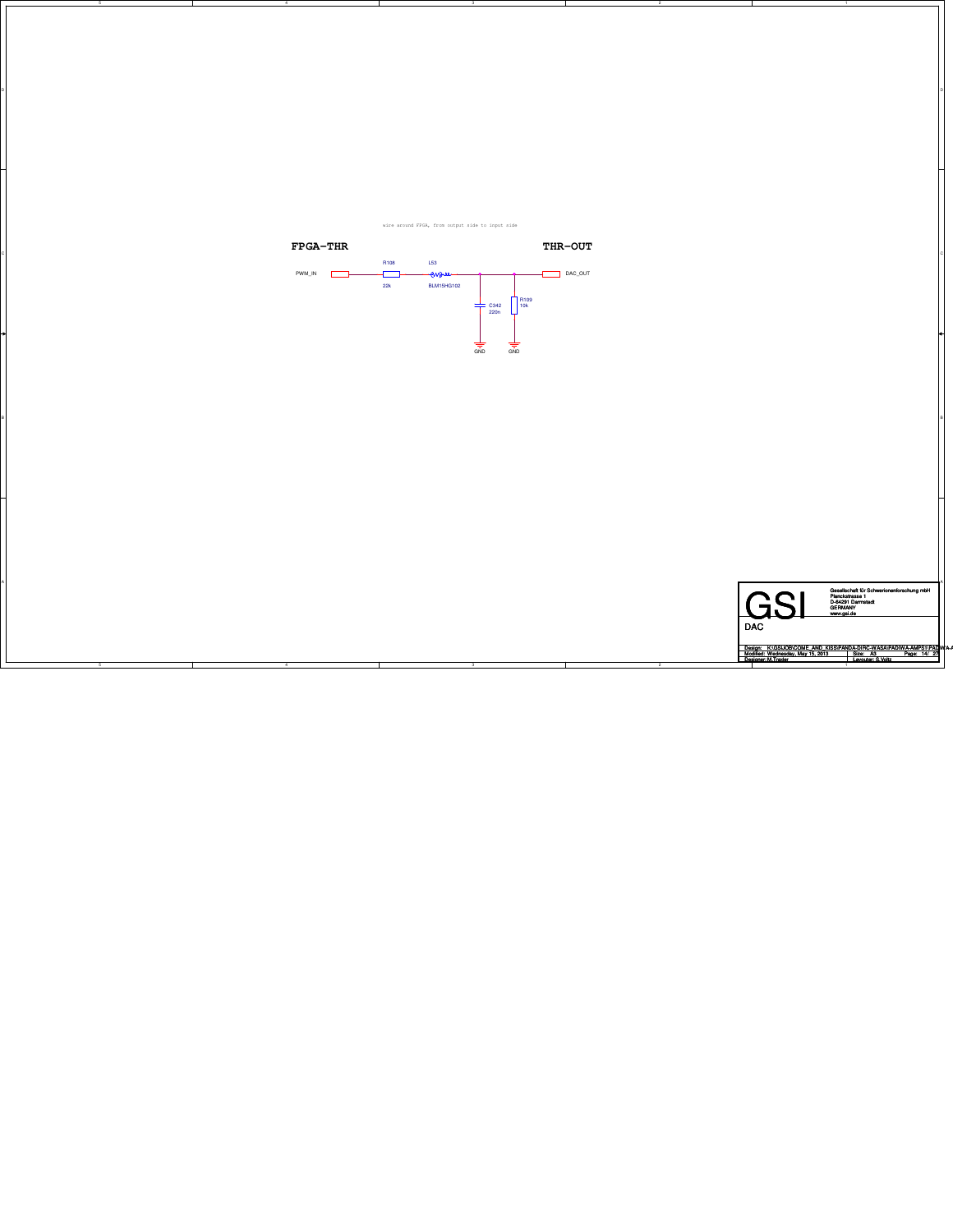wire around FPGA, from output side to input side

**FPGA-THR**

**THR-OUT**

PWM_IN

R108
22k

L53
BLM15HG102

C342
220n

R109
10k

DAC_OUT

GND

GND

GSI

Gesellschaft für Schwerionenforschung mbH
Planckstrasse 1
D-64291 Darmstadt
GERMANY
www.gsi.de

DAC

Design: K:\GSI\JOB\COME_AND_KISS\PANDA-DIRC-WASA\PADIWA-AMPS1\PADIWA-A
Modified: Wednesday, May 15, 2013
Designer: M.Traxler

Size: A3
Layouter: S.Voltz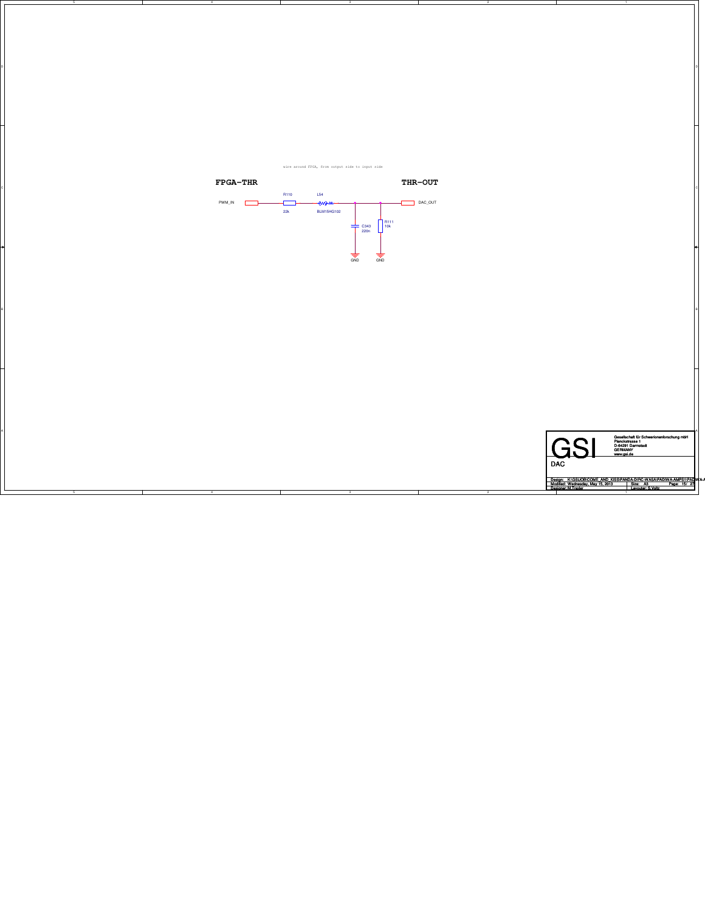wire around FPGA, from output side to input side

**FPGA-THR**

**THR-OUT**

PWM_IN

R110
22k

L54
BLM15HG102

C343
220n

R111
10k

GND

GND

DAC_OUT

GSI

Gesellschaft für Schwerionenforschung mbH
Planckstrasse 1
D-64291 Darmstadt
GERMANY
www.gsi.de

DAC

Design: K:\GSI\JOB\COME_AND_KISS\PANDA-DIRC-WASA\PADIWA-AMPS1\PADIWA-A
Modified: Wednesday, May 15, 2013
Designer: M.Traxler
Size: A3
Layouter: S.Voltz
Page: 15/ 27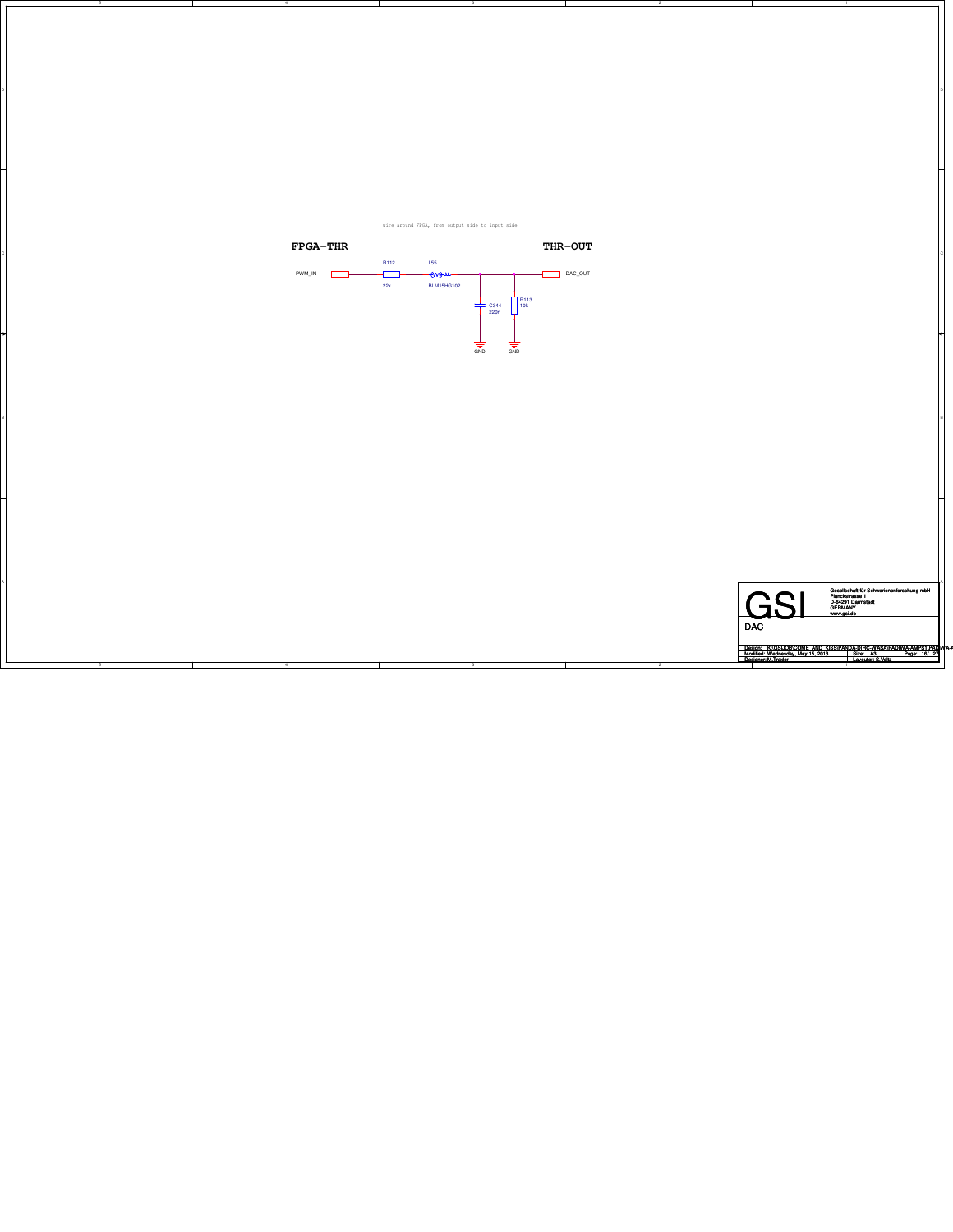wire around FPGA, from output side to input side

**FPGA-THR**

**THR-OUT**

PWM_IN

R112
22k

L55
BLM15HG102

DAC_OUT

C344
220n

R113
10k

GND

GND

GSI

Gesellschaft für Schwerionenforschung mbH
Planckstrasse 1
D-64291 Darmstadt
GERMANY
www.gsi.de

DAC

| Design: K:\GSI\JOB\COME_AND_KISS\PANDA-DIRC-WASA\PADIWA-AMPS1\PADIWA-A | | |
|---|---|---|
| Modified: Wednesday, May 15, 2013 | Size: A3 | Page: 16/ 27 |
| Designer: M.Traxler | Layouter: S.Voltz | |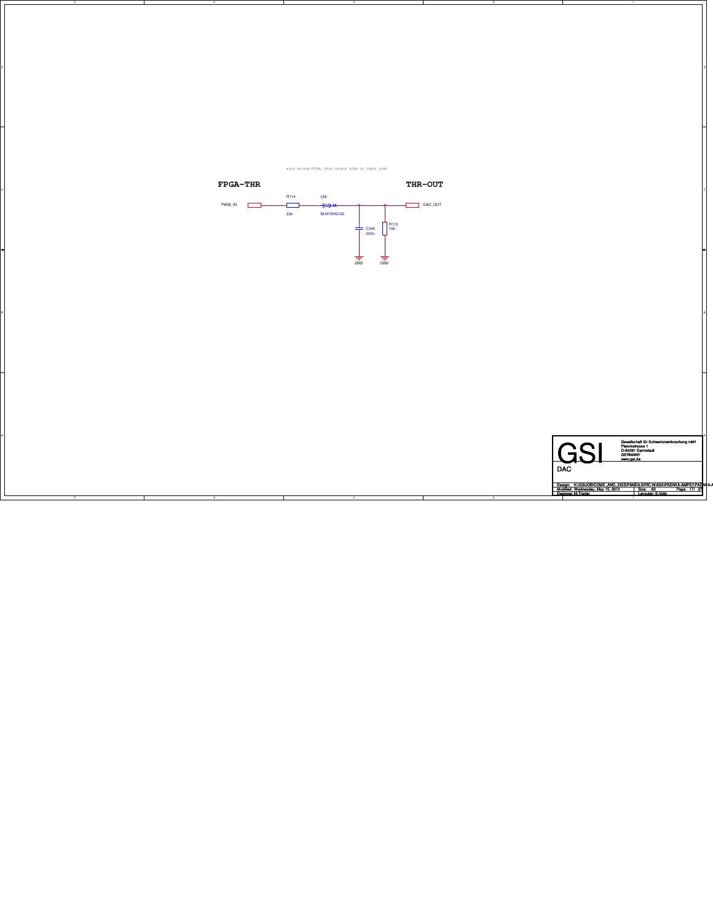wire around FPGA, from output side to input side

**FPGA-THR**

**THR-OUT**

PWM_IN

R114
22k

L56
BLM15HG102

C345
220n

R115
10k

DAC_OUT

GND

GND

GSI

Gesellschaft für Schwerionenforschung mbH
Planckstrasse 1
D-64291 Darmstadt
GERMANY
www.gsi.de

DAC

Design: K:\GSI\JOB\COME_AND_KISS\PANDA-DIRC-WASA\PADIWA-AMPS1\PADIWA-A
Modified: Wednesday, May 15, 2013
Size: A3
Designer: M.Traxler
Layouter: S.Voltz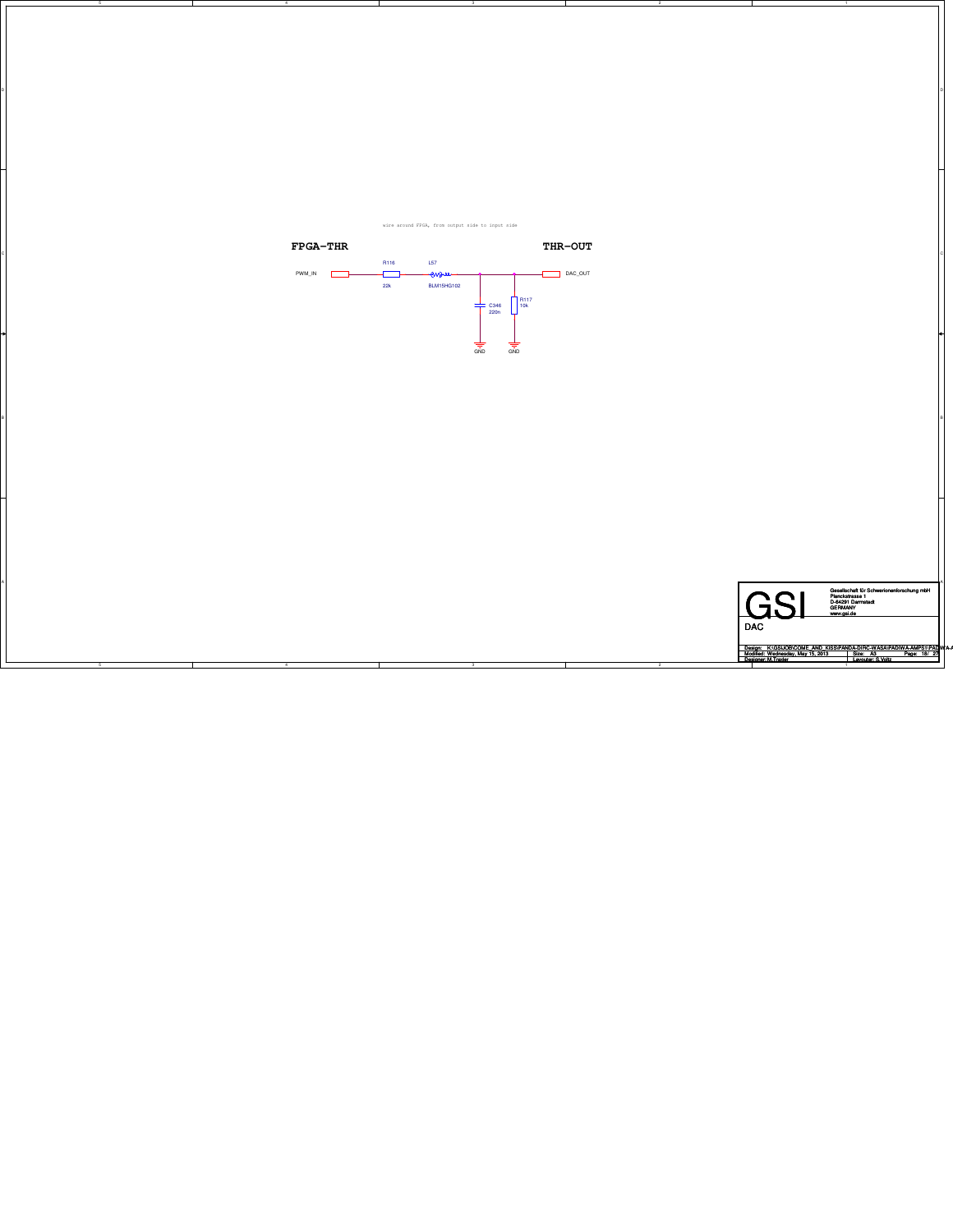wire around FPGA, from output side to input side

**FPGA-THR**

**THR-OUT**

PWM_IN — R116 22k — L57 BLM15HG102 — DAC_OUT

C346 220n — GND

R117 10k — GND

| GSI | Gesellschaft für Schwerionenforschung mbH<br>Planckstrasse 1<br>D-64291 Darmstadt<br>GERMANY<br>www.gsi.de |
|---|---|
| DAC | |
| Design: K:\GSI\JOB\COME_AND_KISS\PANDA-DIRC-WASA\PADIWA-AMPS1\PADIWA-A | |
| Modified: Wednesday, May 15, 2013 | Size: A3 |
| Designer: M.Traxler | Layouter: S.Voltz |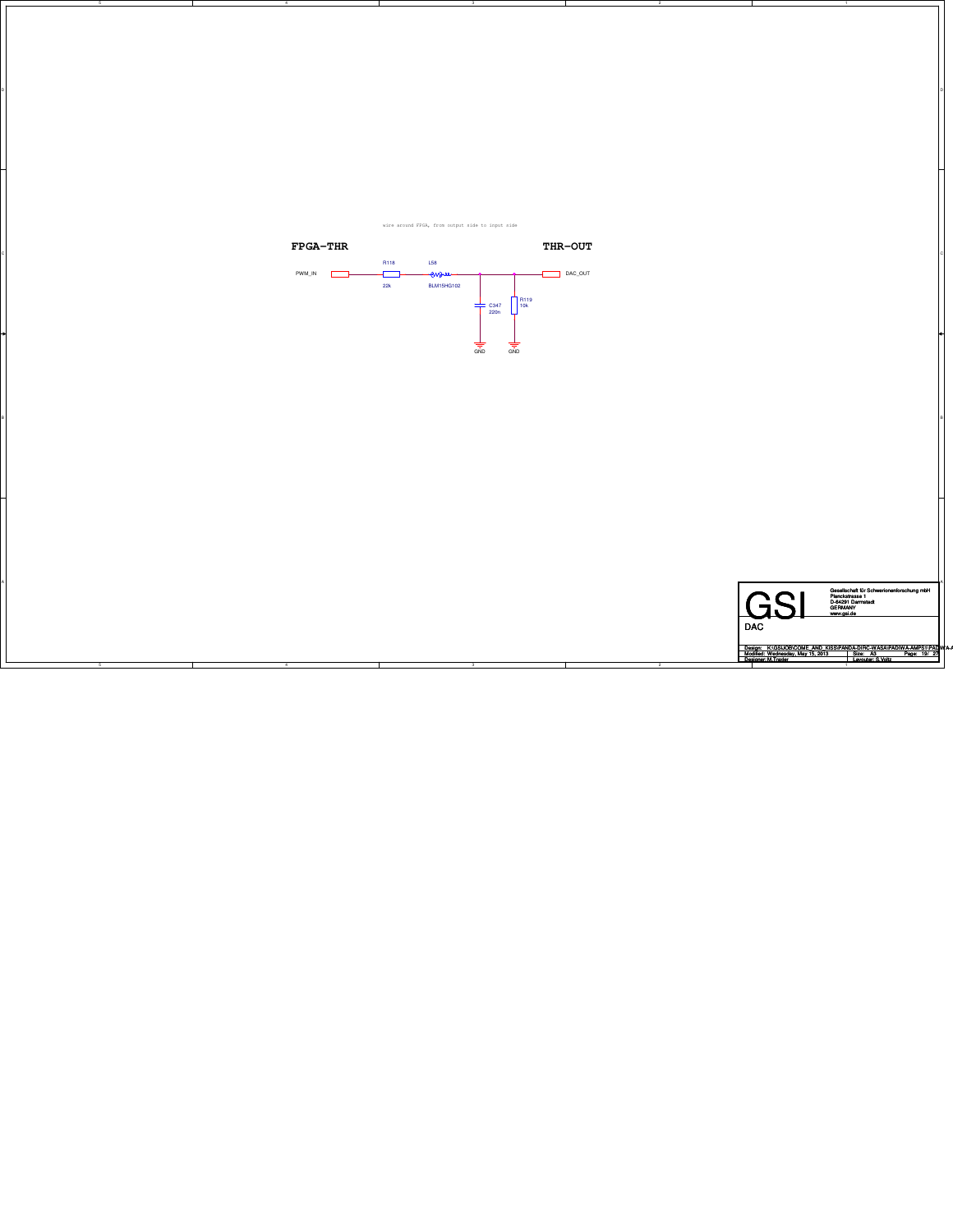wire around FPGA, from output side to input side

**FPGA-THR**

**THR-OUT**

PWM_IN

R118
22k

L58
BLM15HG102

C347
220n

R119
10k

GND

GND

DAC_OUT

GSI

Gesellschaft für Schwerionenforschung mbH
Planckstrasse 1
D-64291 Darmstadt
GERMANY
www.gsi.de

DAC

| Design: K:\GSI\JOB\COME_AND_KISS\PANDA-DIRC-WASA\PADIWA-AMPS1\PADIWA-A | | |
|---|---|---|
| Modified: Wednesday, May 15, 2013 | Size: A3 | Page: 19/ 27 |
| Designer: M.Traxler | Layouter: S.Voltz | |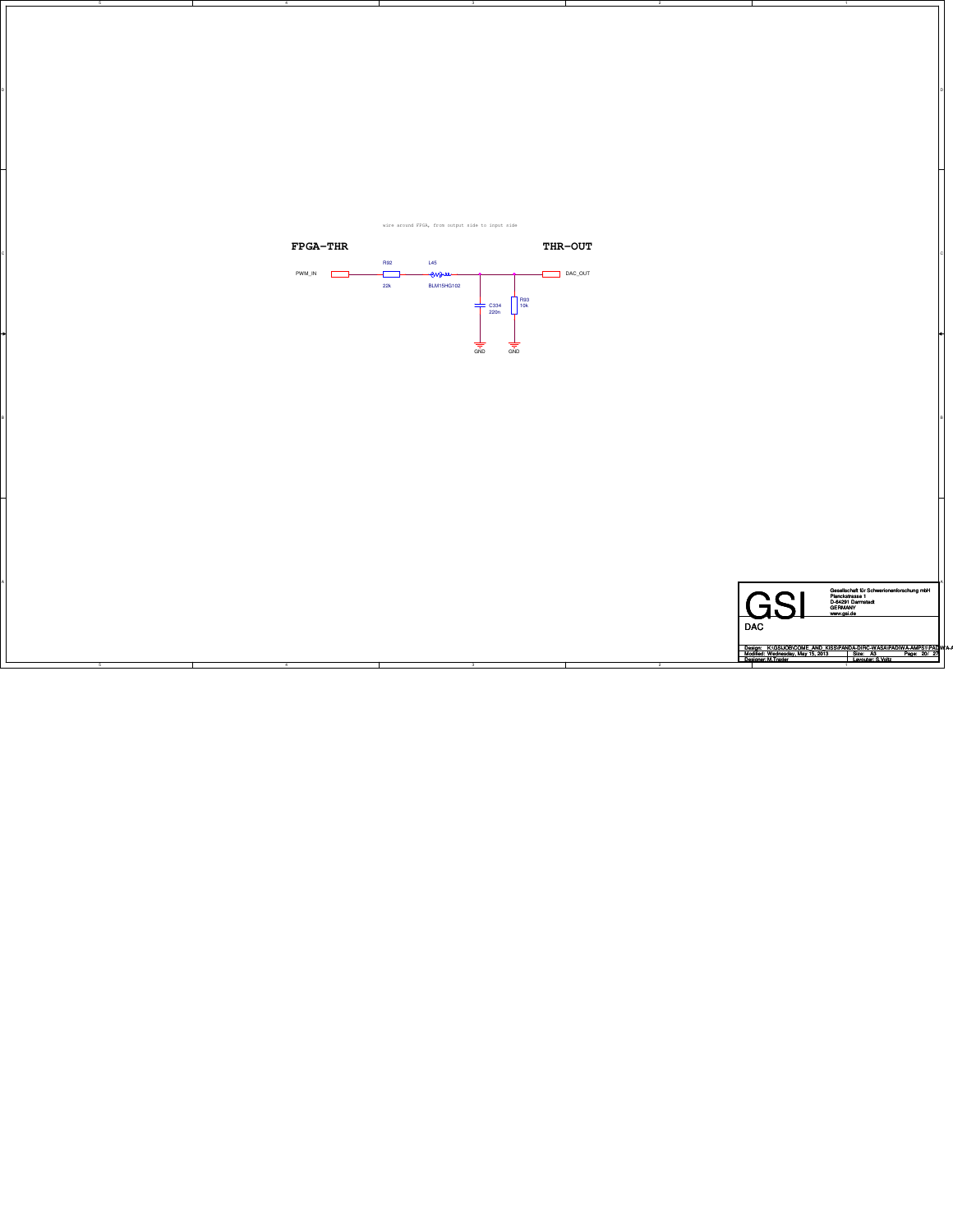wire around FPGA, from output side to input side

**FPGA-THR**

**THR-OUT**

PWM_IN

R92
22k

L45
BLM15HG102

C334
220n

R93
10k

GND

GND

DAC_OUT

GSI

Gesellschaft für Schwerionenforschung mbH
Planckstrasse 1
D-64291 Darmstadt
GERMANY
www.gsi.de

DAC

| Design: K:\GSI\JOB\COME_AND_KISS\PANDA-DIRC-WASA\PADIWA\PADIWA-AMPS1\PADIWA-A | | |
|---|---|---|
| Modified: Wednesday, May 15, 2013 | Size: A3 | Page: 20/ 27 |
| Designer: M.Traxler | Layouter: S.Voltz | |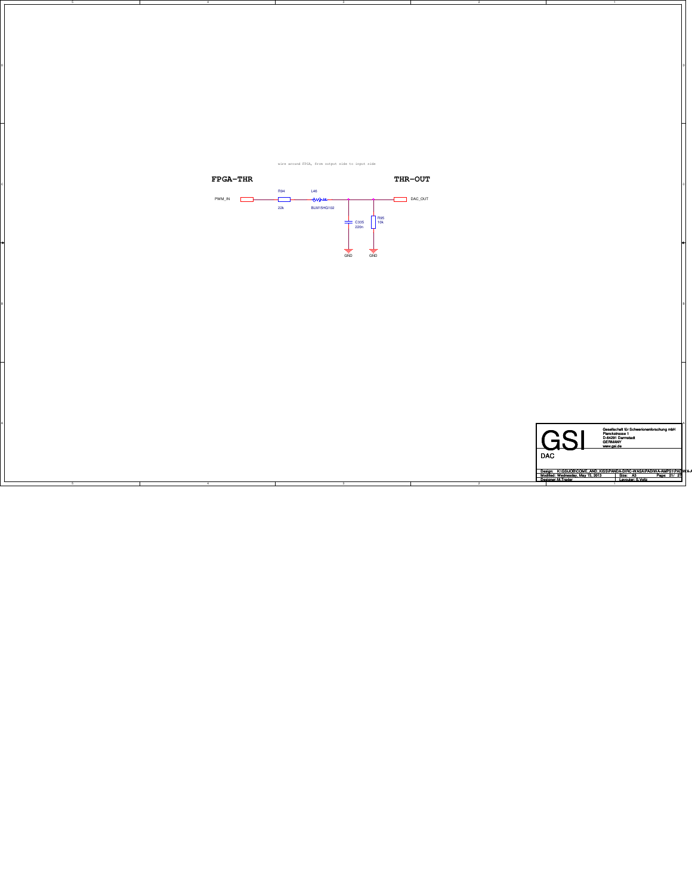wire around FPGA, from output side to input side

**FPGA-THR**

**THR-OUT**

PWM_IN

R94
22k

L46
BLM15HG102

C335
220n

R95
10k

GND

GND

DAC_OUT

GSI

Gesellschaft für Schwerionenforschung mbH
Planckstrasse 1
D-64291 Darmstadt
GERMANY
www.gsi.de

DAC

| Design: K:\GSI\JOB\COME_AND_KISS\PANDA-DIRC-WASA\PADIWA-AMPS1\PADIWA-A | | |
|---|---|---|
| Modified: Wednesday, May 15, 2013 | Size: A3 | Page: 21/ 27 |
| Designer: M.Traxler | Layouter: S.Voltz | |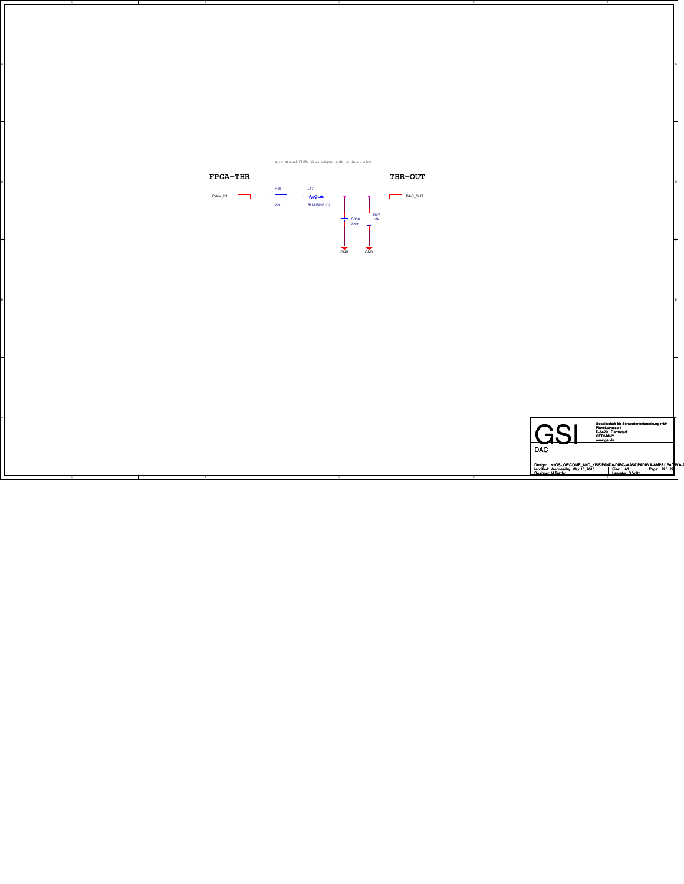wire around FPGA, from output side to input side

**FPGA-THR**

**THR-OUT**

PWM_IN

R96

22k

L47

BLM15HG102

C336

220n

R97

10k

GND

GND

DAC_OUT

GSI

Gesellschaft für Schwerionenforschung mbH
Planckstrasse 1
D-64291 Darmstadt
GERMANY
www.gsi.de

DAC

Design: K:\GSI\JOB\COME_AND_KISS\PANDA-DIRC-WASA\PADIWA-AMPS1\PADIWA-A

Modified: Wednesday, May 15, 2013

Size: A3

Designer: M.Traxler

Layouter: S.Voltz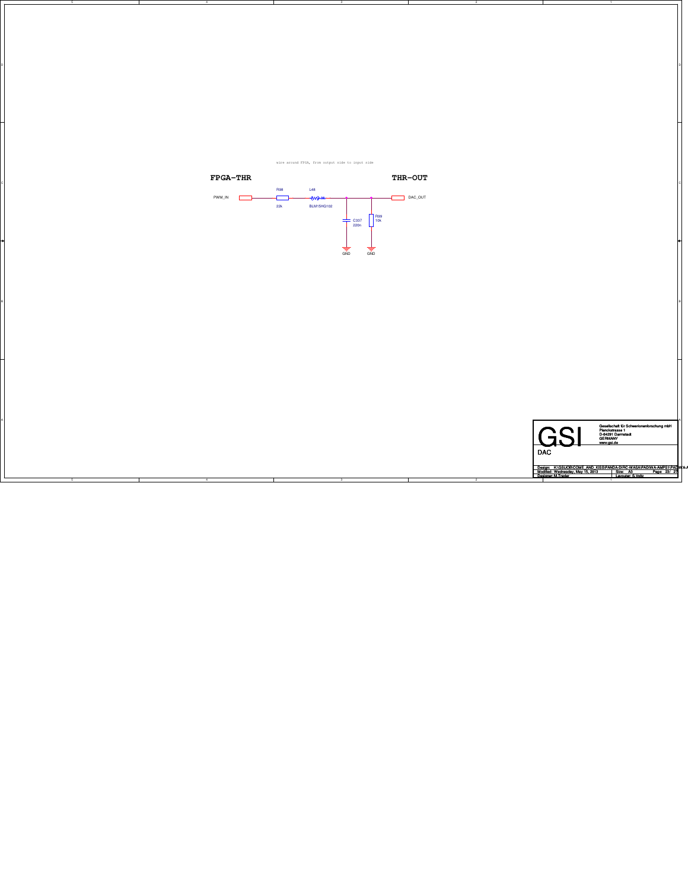wire around FPGA, from output side to input side

**FPGA-THR**

**THR-OUT**

PWM_IN

R98
22k

L48
BLM15HG102

C337
220n

R99
10k

GND

GND

DAC_OUT

GSI

Gesellschaft für Schwerionenforschung mbH
Planckstrasse 1
D-64291 Darmstadt
GERMANY
www.gsi.de

DAC

| | | |
|---|---|---|
| Design: K:\GSI\JOB\COME_AND_KISS\PANDA-DIRC-WASA\PADIWA-AMPS1\PADIWA-A | | |
| Modified: Wednesday, May 15, 2013 | Size: A3 | Page: 23/ 27 |
| Designer: M.Traxler | Layouter: S.Voltz | |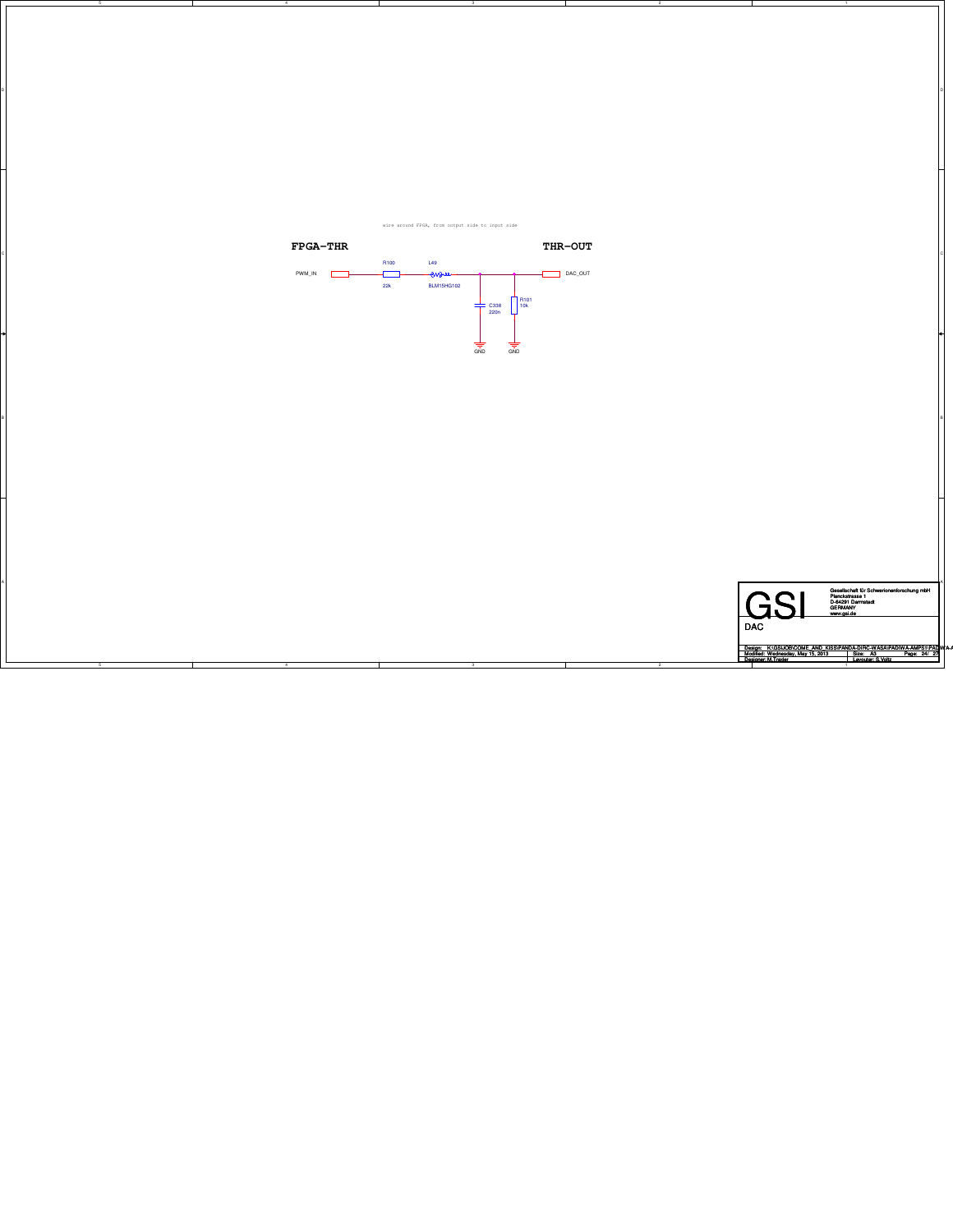wire around FPGA, from output side to input side

**FPGA-THR**

**THR-OUT**

PWM_IN

R100
22k

L49
BLM15HG102

C338
220n

R101
10k

GND

GND

DAC_OUT

GSI

Gesellschaft für Schwerionenforschung mbH
Planckstrasse 1
D-64291 Darmstadt
GERMANY
www.gsi.de

DAC

| Design: K:\GSI\JOB\COME_AND_KISS\PANDA-DIRC-WASA\PADIWA-AMPS1\PADIWA-A | | |
|---|---|---|
| Modified: Wednesday, May 15, 2013 | Size: A3 | Page: 24/ 27 |
| Designer: M.Traxler | Layouter: S.Voltz | |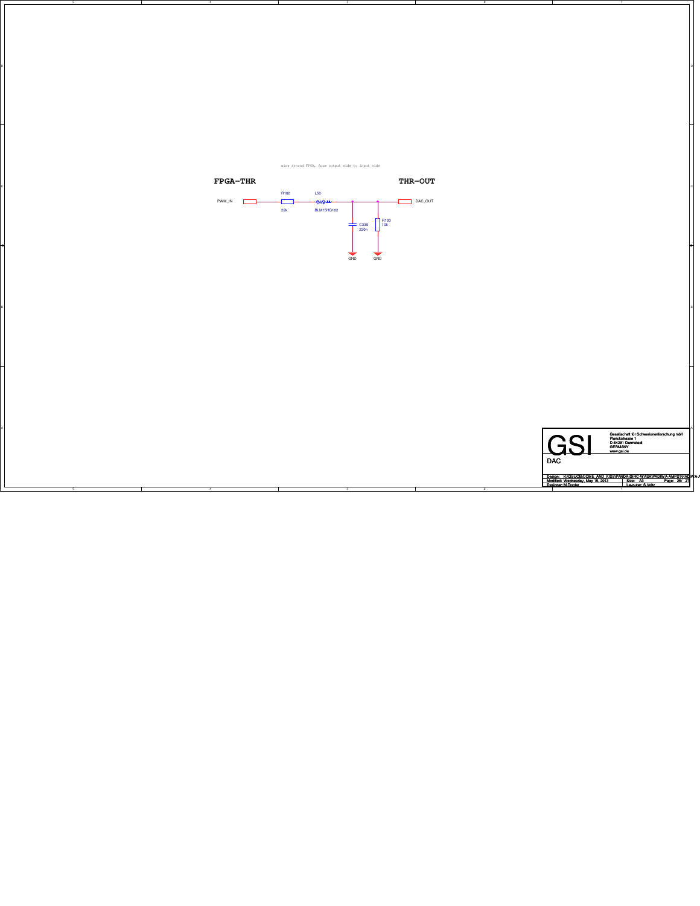wire around FPGA, from output side to input side

**FPGA-THR**

**THR-OUT**

PWM_IN

R102

22k

L50

BLM15HG102

C339

220n

R103

10k

GND

GND

DAC_OUT

GSI

Gesellschaft für Schwerionenforschung mbH
Planckstrasse 1
D-64291 Darmstadt
GERMANY
www.gsi.de

DAC

Design: K:\GSI\JOB\COME_AND_KISS\PANDA-DIRC-WASA\PADIWA-AMPS1\PADIWA-A
Modified: Wednesday, May 15, 2013
Size: A3
Page: 25/ 27
Designer: M.Traxler
Layouter: S.Voltz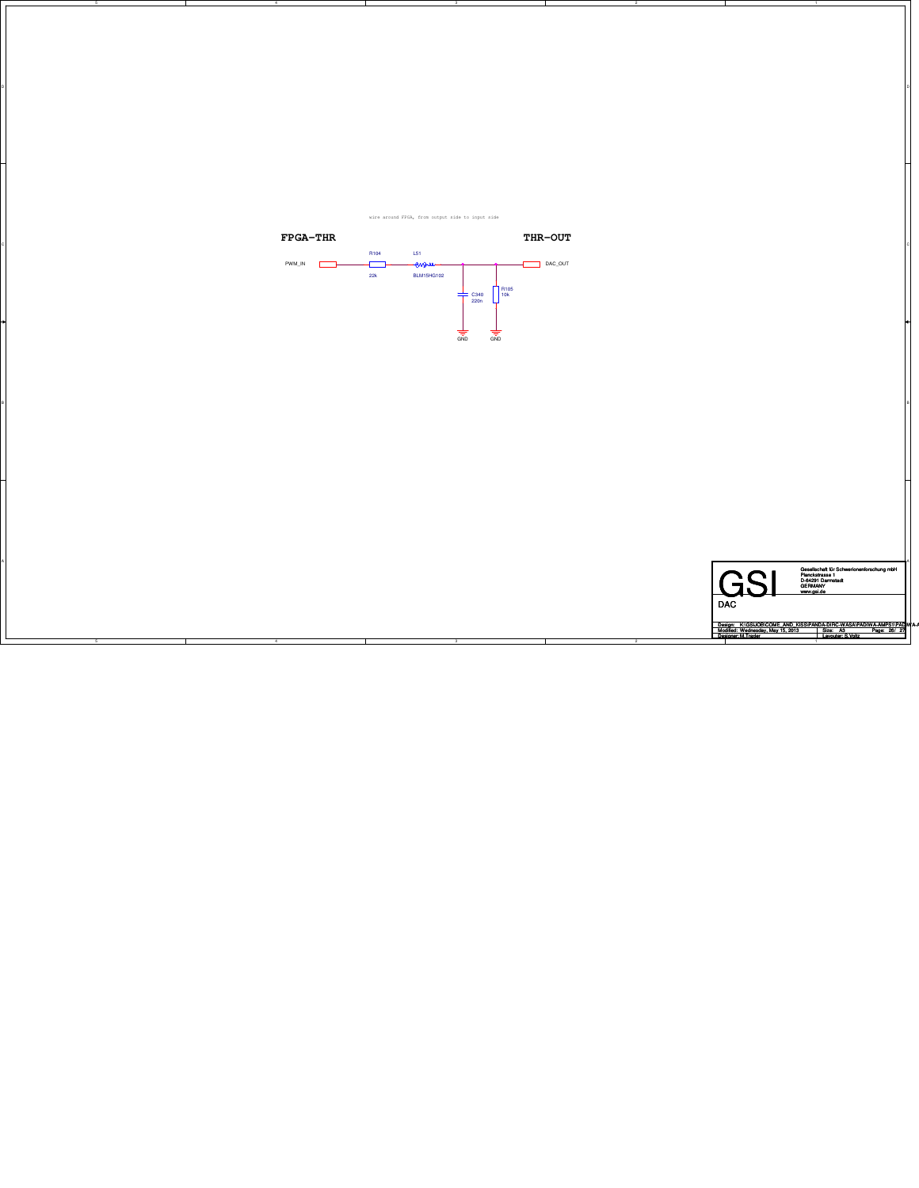wire around FPGA, from output side to input side

**FPGA-THR**

**THR-OUT**

PWM_IN

R104
22k

L51
BLM15HG102

C340
220n

R105
10k

DAC_OUT

GND

GND

GSI

Gesellschaft für Schwerionenforschung mbH
Planckstrasse 1
D-64291 Darmstadt
GERMANY
www.gsi.de

DAC

Design: K:\GSI\JOB\COME_AND_KISS\PANDA-DIRC-WASA\PADIWA-AMPS1\PADIWA-A

Modified: Wednesday, May 15, 2013

Size: A3

Designer: M.Traxler

Layouter: S.Voltz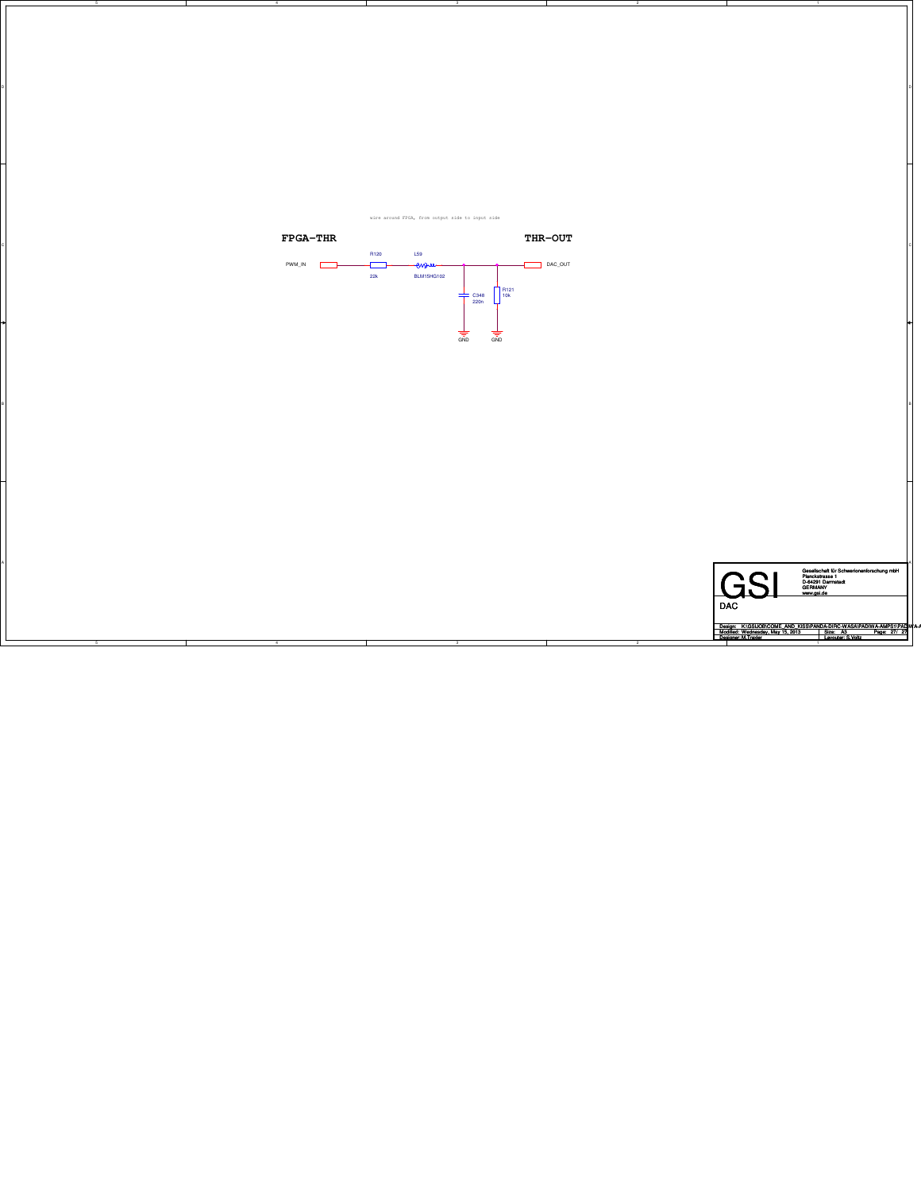wire around FPGA, from output side to input side

**FPGA-THR**

**THR-OUT**

PWM_IN

R120

22k

L59

BLM15HG102

C348

220n

R121

10k

GND

GND

DAC_OUT

GSI

Gesellschaft für Schwerionenforschung mbH
Planckstrasse 1
D-64291 Darmstadt
GERMANY
www.gsi.de

DAC

Design: K:\GSI\JOB\COME_AND_KISS\PANDA-DIRC-WASA\PADIWA-AMPS1\PADIWA-A

Modified: Wednesday, May 15, 2013

Size: A3

Designer: M.Traxler

Layouter: S.Voltz